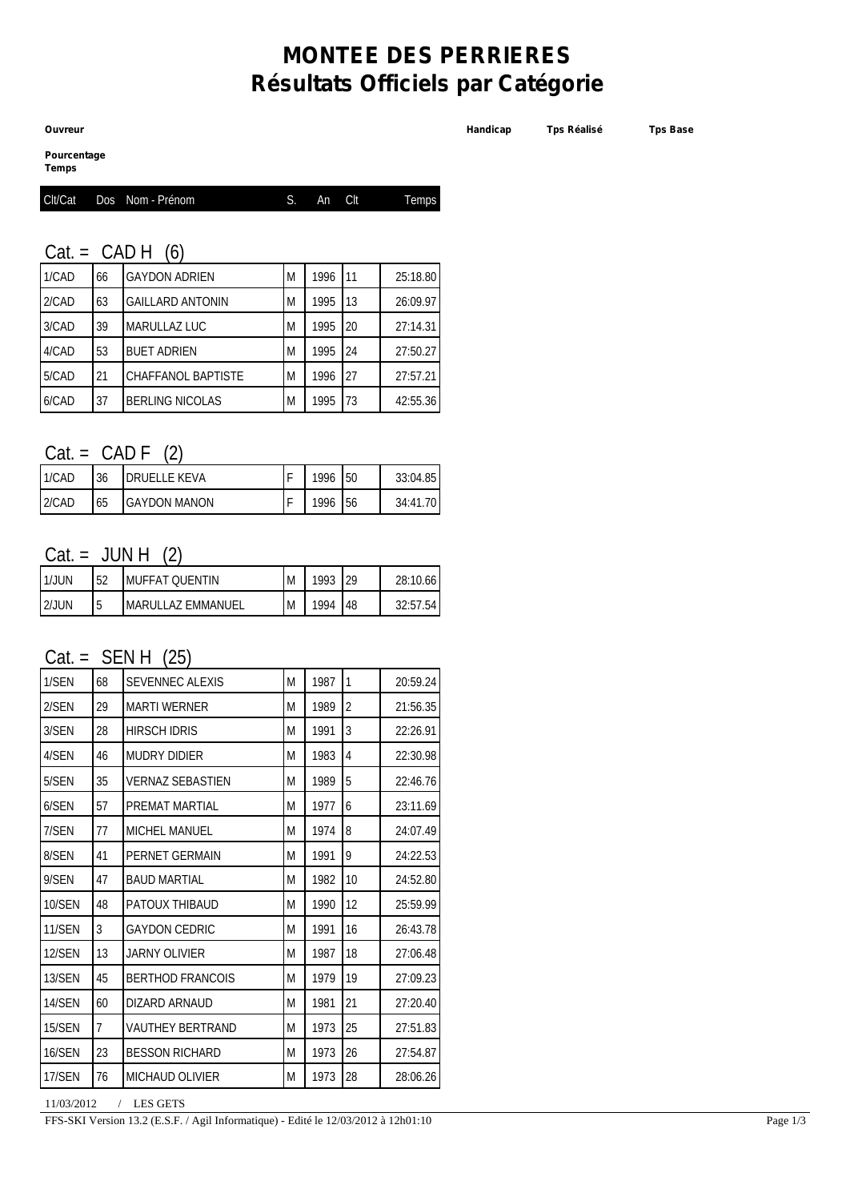# MONTEE DES PERRIERES
## Résultats Officiels par Catégorie

**Ouvreur** | **Handicap** | **Tps Réalisé** | **Tps Base**

**Pourcentage Temps**

### Cat. = CAD H (6)

| Clt/Cat | Dos | Nom - Prénom | S. | An | Clt | Temps |
|---|---|---|---|---|---|---|
| 1/CAD | 66 | GAYDON ADRIEN | M | 1996 | 11 | 25:18.80 |
| 2/CAD | 63 | GAILLARD ANTONIN | M | 1995 | 13 | 26:09.97 |
| 3/CAD | 39 | MARULLAZ LUC | M | 1995 | 20 | 27:14.31 |
| 4/CAD | 53 | BUET ADRIEN | M | 1995 | 24 | 27:50.27 |
| 5/CAD | 21 | CHAFFANOL BAPTISTE | M | 1996 | 27 | 27:57.21 |
| 6/CAD | 37 | BERLING NICOLAS | M | 1995 | 73 | 42:55.36 |

### Cat. = CAD F (2)

| Clt/Cat | Dos | Nom - Prénom | S. | An | Clt | Temps |
|---|---|---|---|---|---|---|
| 1/CAD | 36 | DRUELLE KEVA | F | 1996 | 50 | 33:04.85 |
| 2/CAD | 65 | GAYDON MANON | F | 1996 | 56 | 34:41.70 |

### Cat. = JUN H (2)

| Clt/Cat | Dos | Nom - Prénom | S. | An | Clt | Temps |
|---|---|---|---|---|---|---|
| 1/JUN | 52 | MUFFAT QUENTIN | M | 1993 | 29 | 28:10.66 |
| 2/JUN | 5 | MARULLAZ EMMANUEL | M | 1994 | 48 | 32:57.54 |

### Cat. = SEN H (25)

| Clt/Cat | Dos | Nom - Prénom | S. | An | Clt | Temps |
|---|---|---|---|---|---|---|
| 1/SEN | 68 | SEVENNEC ALEXIS | M | 1987 | 1 | 20:59.24 |
| 2/SEN | 29 | MARTI WERNER | M | 1989 | 2 | 21:56.35 |
| 3/SEN | 28 | HIRSCH IDRIS | M | 1991 | 3 | 22:26.91 |
| 4/SEN | 46 | MUDRY DIDIER | M | 1983 | 4 | 22:30.98 |
| 5/SEN | 35 | VERNAZ SEBASTIEN | M | 1989 | 5 | 22:46.76 |
| 6/SEN | 57 | PREMAT MARTIAL | M | 1977 | 6 | 23:11.69 |
| 7/SEN | 77 | MICHEL MANUEL | M | 1974 | 8 | 24:07.49 |
| 8/SEN | 41 | PERNET GERMAIN | M | 1991 | 9 | 24:22.53 |
| 9/SEN | 47 | BAUD MARTIAL | M | 1982 | 10 | 24:52.80 |
| 10/SEN | 48 | PATOUX THIBAUD | M | 1990 | 12 | 25:59.99 |
| 11/SEN | 3 | GAYDON CEDRIC | M | 1991 | 16 | 26:43.78 |
| 12/SEN | 13 | JARNY OLIVIER | M | 1987 | 18 | 27:06.48 |
| 13/SEN | 45 | BERTHOD FRANCOIS | M | 1979 | 19 | 27:09.23 |
| 14/SEN | 60 | DIZARD ARNAUD | M | 1981 | 21 | 27:20.40 |
| 15/SEN | 7 | VAUTHEY BERTRAND | M | 1973 | 25 | 27:51.83 |
| 16/SEN | 23 | BESSON RICHARD | M | 1973 | 26 | 27:54.87 |
| 17/SEN | 76 | MICHAUD OLIVIER | M | 1973 | 28 | 28:06.26 |

11/03/2012 / LES GETS

FFS-SKI Version 13.2 (E.S.F. / Agil Informatique) - Edité le 12/03/2012 à 12h01:10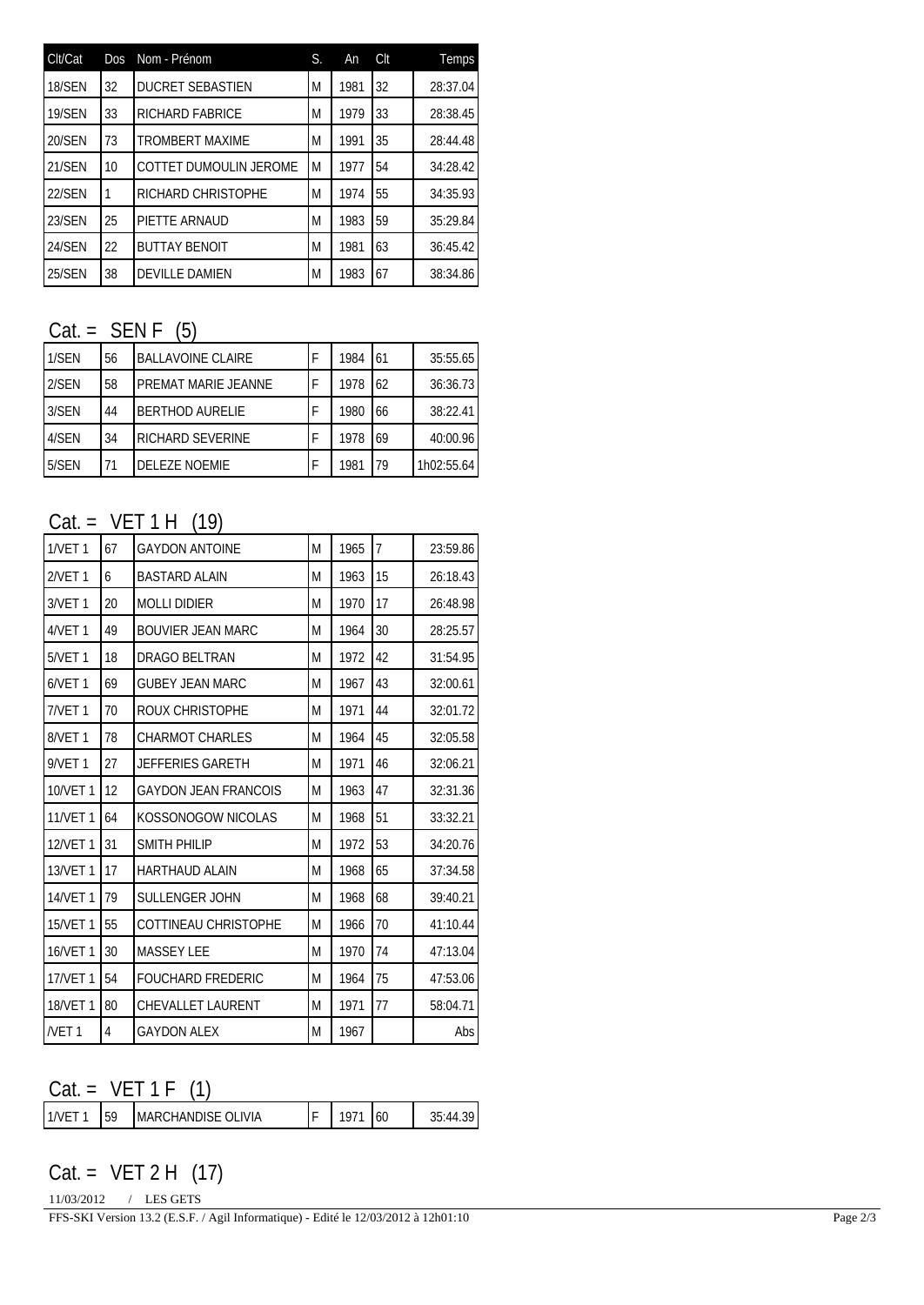| Clt/Cat | Dos | Nom - Prénom | S. | An | Clt | Temps |
|---|---|---|---|---|---|---|
| 18/SEN | 32 | DUCRET SEBASTIEN | M | 1981 | 32 | 28:37.04 |
| 19/SEN | 33 | RICHARD FABRICE | M | 1979 | 33 | 28:38.45 |
| 20/SEN | 73 | TROMBERT MAXIME | M | 1991 | 35 | 28:44.48 |
| 21/SEN | 10 | COTTET DUMOULIN JEROME | M | 1977 | 54 | 34:28.42 |
| 22/SEN | 1 | RICHARD CHRISTOPHE | M | 1974 | 55 | 34:35.93 |
| 23/SEN | 25 | PIETTE ARNAUD | M | 1983 | 59 | 35:29.84 |
| 24/SEN | 22 | BUTTAY BENOIT | M | 1981 | 63 | 36:45.42 |
| 25/SEN | 38 | DEVILLE DAMIEN | M | 1983 | 67 | 38:34.86 |

## Cat. = SEN F (5)

| Clt/Cat | Dos | Nom - Prénom | S. | An | Clt | Temps |
|---|---|---|---|---|---|---|
| 1/SEN | 56 | BALLAVOINE CLAIRE | F | 1984 | 61 | 35:55.65 |
| 2/SEN | 58 | PREMAT MARIE JEANNE | F | 1978 | 62 | 36:36.73 |
| 3/SEN | 44 | BERTHOD AURELIE | F | 1980 | 66 | 38:22.41 |
| 4/SEN | 34 | RICHARD SEVERINE | F | 1978 | 69 | 40:00.96 |
| 5/SEN | 71 | DELEZE NOEMIE | F | 1981 | 79 | 1h02:55.64 |

## Cat. = VET 1 H (19)

| Clt/Cat | Dos | Nom - Prénom | S. | An | Clt | Temps |
|---|---|---|---|---|---|---|
| 1/VET 1 | 67 | GAYDON ANTOINE | M | 1965 | 7 | 23:59.86 |
| 2/VET 1 | 6 | BASTARD ALAIN | M | 1963 | 15 | 26:18.43 |
| 3/VET 1 | 20 | MOLLI DIDIER | M | 1970 | 17 | 26:48.98 |
| 4/VET 1 | 49 | BOUVIER JEAN MARC | M | 1964 | 30 | 28:25.57 |
| 5/VET 1 | 18 | DRAGO BELTRAN | M | 1972 | 42 | 31:54.95 |
| 6/VET 1 | 69 | GUBEY JEAN MARC | M | 1967 | 43 | 32:00.61 |
| 7/VET 1 | 70 | ROUX CHRISTOPHE | M | 1971 | 44 | 32:01.72 |
| 8/VET 1 | 78 | CHARMOT CHARLES | M | 1964 | 45 | 32:05.58 |
| 9/VET 1 | 27 | JEFFERIES GARETH | M | 1971 | 46 | 32:06.21 |
| 10/VET 1 | 12 | GAYDON JEAN FRANCOIS | M | 1963 | 47 | 32:31.36 |
| 11/VET 1 | 64 | KOSSONOGOW NICOLAS | M | 1968 | 51 | 33:32.21 |
| 12/VET 1 | 31 | SMITH PHILIP | M | 1972 | 53 | 34:20.76 |
| 13/VET 1 | 17 | HARTHAUD ALAIN | M | 1968 | 65 | 37:34.58 |
| 14/VET 1 | 79 | SULLENGER JOHN | M | 1968 | 68 | 39:40.21 |
| 15/VET 1 | 55 | COTTINEAU CHRISTOPHE | M | 1966 | 70 | 41:10.44 |
| 16/VET 1 | 30 | MASSEY LEE | M | 1970 | 74 | 47:13.04 |
| 17/VET 1 | 54 | FOUCHARD FREDERIC | M | 1964 | 75 | 47:53.06 |
| 18/VET 1 | 80 | CHEVALLET LAURENT | M | 1971 | 77 | 58:04.71 |
| /VET 1 | 4 | GAYDON ALEX | M | 1967 | | Abs |

## Cat. = VET 1 F (1)

| Clt/Cat | Dos | Nom - Prénom | S. | An | Clt | Temps |
|---|---|---|---|---|---|---|
| 1/VET 1 | 59 | MARCHANDISE OLIVIA | F | 1971 | 60 | 35:44.39 |

## Cat. = VET 2 H (17)

11/03/2012 / LES GETS

FFS-SKI Version 13.2 (E.S.F. / Agil Informatique) - Edité le 12/03/2012 à 12h01:10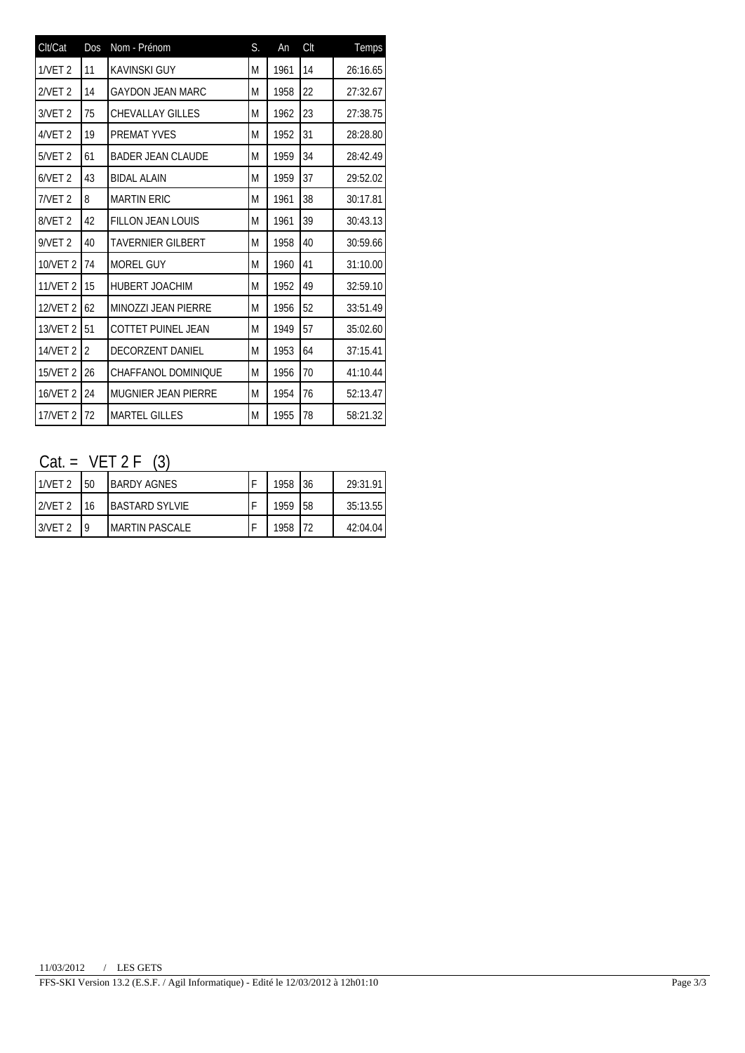| Clt/Cat | Dos | Nom - Prénom | S. | An | Clt | Temps |
|---|---|---|---|---|---|---|
| 1/VET 2 | 11 | KAVINSKI GUY | M | 1961 | 14 | 26:16.65 |
| 2/VET 2 | 14 | GAYDON JEAN MARC | M | 1958 | 22 | 27:32.67 |
| 3/VET 2 | 75 | CHEVALLAY GILLES | M | 1962 | 23 | 27:38.75 |
| 4/VET 2 | 19 | PREMAT YVES | M | 1952 | 31 | 28:28.80 |
| 5/VET 2 | 61 | BADER JEAN CLAUDE | M | 1959 | 34 | 28:42.49 |
| 6/VET 2 | 43 | BIDAL ALAIN | M | 1959 | 37 | 29:52.02 |
| 7/VET 2 | 8 | MARTIN ERIC | M | 1961 | 38 | 30:17.81 |
| 8/VET 2 | 42 | FILLON JEAN LOUIS | M | 1961 | 39 | 30:43.13 |
| 9/VET 2 | 40 | TAVERNIER GILBERT | M | 1958 | 40 | 30:59.66 |
| 10/VET 2 | 74 | MOREL GUY | M | 1960 | 41 | 31:10.00 |
| 11/VET 2 | 15 | HUBERT JOACHIM | M | 1952 | 49 | 32:59.10 |
| 12/VET 2 | 62 | MINOZZI JEAN PIERRE | M | 1956 | 52 | 33:51.49 |
| 13/VET 2 | 51 | COTTET PUINEL JEAN | M | 1949 | 57 | 35:02.60 |
| 14/VET 2 | 2 | DECORZENT DANIEL | M | 1953 | 64 | 37:15.41 |
| 15/VET 2 | 26 | CHAFFANOL DOMINIQUE | M | 1956 | 70 | 41:10.44 |
| 16/VET 2 | 24 | MUGNIER JEAN PIERRE | M | 1954 | 76 | 52:13.47 |
| 17/VET 2 | 72 | MARTEL GILLES | M | 1955 | 78 | 58:21.32 |

## Cat. = VET 2 F (3)

| | | | | | | |
|---|---|---|---|---|---|---|
| 1/VET 2 | 50 | BARDY AGNES | F | 1958 | 36 | 29:31.91 |
| 2/VET 2 | 16 | BASTARD SYLVIE | F | 1959 | 58 | 35:13.55 |
| 3/VET 2 | 9 | MARTIN PASCALE | F | 1958 | 72 | 42:04.04 |

11/03/2012 / LES GETS

FFS-SKI Version 13.2 (E.S.F. / Agil Informatique) - Edité le 12/03/2012 à 12h01:10